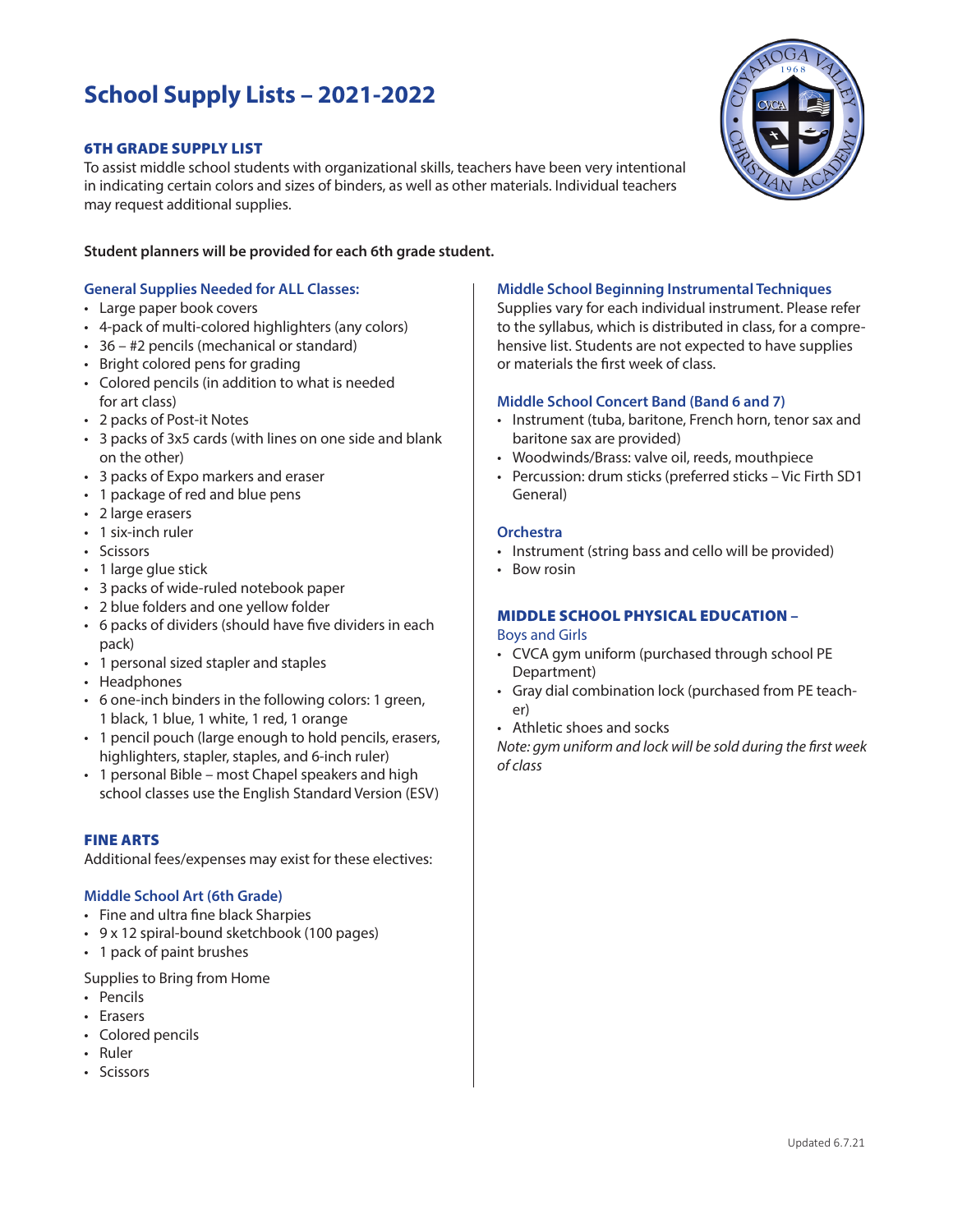# School Supply Lists – 2021-2022

## 6TH GRADE SUPPLY LIST

To assist middle school students with organizational skills, teachers have been very intentional in indicating certain colors and sizes of binders, as well as other materials. Individual teachers may request additional supplies.

**Student planners will be provided for each 6th grade student.**

### General Supplies Needed for ALL Classes:

- Large paper book covers
- 4-pack of multi-colored highlighters (any colors)
- 36 – #2 pencils (mechanical or standard)
- Bright colored pens for grading
- Colored pencils (in addition to what is needed for art class)
- 2 packs of Post-it Notes
- 3 packs of 3x5 cards (with lines on one side and blank on the other)
- 3 packs of Expo markers and eraser
- 1 package of red and blue pens
- 2 large erasers
- 1 six-inch ruler
- Scissors
- 1 large glue stick
- 3 packs of wide-ruled notebook paper
- 2 blue folders and one yellow folder
- 6 packs of dividers (should have five dividers in each pack)
- 1 personal sized stapler and staples
- Headphones
- 6 one-inch binders in the following colors: 1 green, 1 black, 1 blue, 1 white, 1 red, 1 orange
- 1 pencil pouch (large enough to hold pencils, erasers, highlighters, stapler, staples, and 6-inch ruler)
- 1 personal Bible – most Chapel speakers and high school classes use the English Standard Version (ESV)

## FINE ARTS

Additional fees/expenses may exist for these electives:

### Middle School Art (6th Grade)

- Fine and ultra fine black Sharpies
- 9 x 12 spiral-bound sketchbook (100 pages)
- 1 pack of paint brushes

Supplies to Bring from Home

- Pencils
- Erasers
- Colored pencils
- Ruler
- Scissors

### Middle School Beginning Instrumental Techniques

Supplies vary for each individual instrument. Please refer to the syllabus, which is distributed in class, for a comprehensive list. Students are not expected to have supplies or materials the first week of class.

### Middle School Concert Band (Band 6 and 7)

- Instrument (tuba, baritone, French horn, tenor sax and baritone sax are provided)
- Woodwinds/Brass: valve oil, reeds, mouthpiece
- Percussion: drum sticks (preferred sticks – Vic Firth SD1 General)

### Orchestra

- Instrument (string bass and cello will be provided)
- Bow rosin

## MIDDLE SCHOOL PHYSICAL EDUCATION –

### Boys and Girls

- CVCA gym uniform (purchased through school PE Department)
- Gray dial combination lock (purchased from PE teacher)
- Athletic shoes and socks

*Note: gym uniform and lock will be sold during the first week of class*

Updated 6.7.21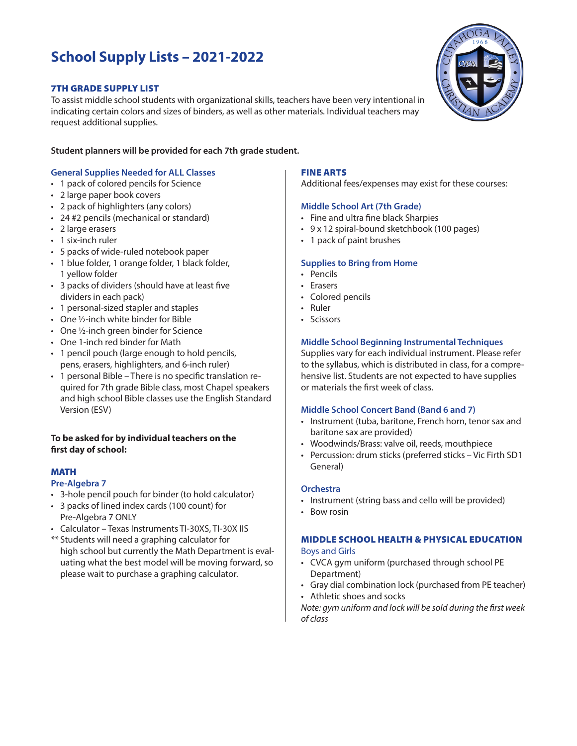# School Supply Lists – 2021-2022

## 7TH GRADE SUPPLY LIST

To assist middle school students with organizational skills, teachers have been very intentional in indicating certain colors and sizes of binders, as well as other materials. Individual teachers may request additional supplies.

**Student planners will be provided for each 7th grade student.**

### General Supplies Needed for ALL Classes

- 1 pack of colored pencils for Science
- 2 large paper book covers
- 2 pack of highlighters (any colors)
- 24 #2 pencils (mechanical or standard)
- 2 large erasers
- 1 six-inch ruler
- 5 packs of wide-ruled notebook paper
- 1 blue folder, 1 orange folder, 1 black folder, 1 yellow folder
- 3 packs of dividers (should have at least five dividers in each pack)
- 1 personal-sized stapler and staples
- One ½-inch white binder for Bible
- One ½-inch green binder for Science
- One 1-inch red binder for Math
- 1 pencil pouch (large enough to hold pencils, pens, erasers, highlighters, and 6-inch ruler)
- 1 personal Bible – There is no specific translation required for 7th grade Bible class, most Chapel speakers and high school Bible classes use the English Standard Version (ESV)

**To be asked for by individual teachers on the first day of school:**

## MATH

### Pre-Algebra 7

- 3-hole pencil pouch for binder (to hold calculator)
- 3 packs of lined index cards (100 count) for Pre-Algebra 7 ONLY
- Calculator – Texas Instruments TI-30XS, TI-30X IIS

** Students will need a graphing calculator for high school but currently the Math Department is evaluating what the best model will be moving forward, so please wait to purchase a graphing calculator.

## FINE ARTS

Additional fees/expenses may exist for these courses:

### Middle School Art (7th Grade)

- Fine and ultra fine black Sharpies
- 9 x 12 spiral-bound sketchbook (100 pages)
- 1 pack of paint brushes

### Supplies to Bring from Home

- Pencils
- Erasers
- Colored pencils
- Ruler
- Scissors

### Middle School Beginning Instrumental Techniques

Supplies vary for each individual instrument. Please refer to the syllabus, which is distributed in class, for a comprehensive list. Students are not expected to have supplies or materials the first week of class.

### Middle School Concert Band (Band 6 and 7)

- Instrument (tuba, baritone, French horn, tenor sax and baritone sax are provided)
- Woodwinds/Brass: valve oil, reeds, mouthpiece
- Percussion: drum sticks (preferred sticks – Vic Firth SD1 General)

### Orchestra

- Instrument (string bass and cello will be provided)
- Bow rosin

## MIDDLE SCHOOL HEALTH & PHYSICAL EDUCATION

### Boys and Girls

- CVCA gym uniform (purchased through school PE Department)
- Gray dial combination lock (purchased from PE teacher)
- Athletic shoes and socks

*Note: gym uniform and lock will be sold during the first week of class*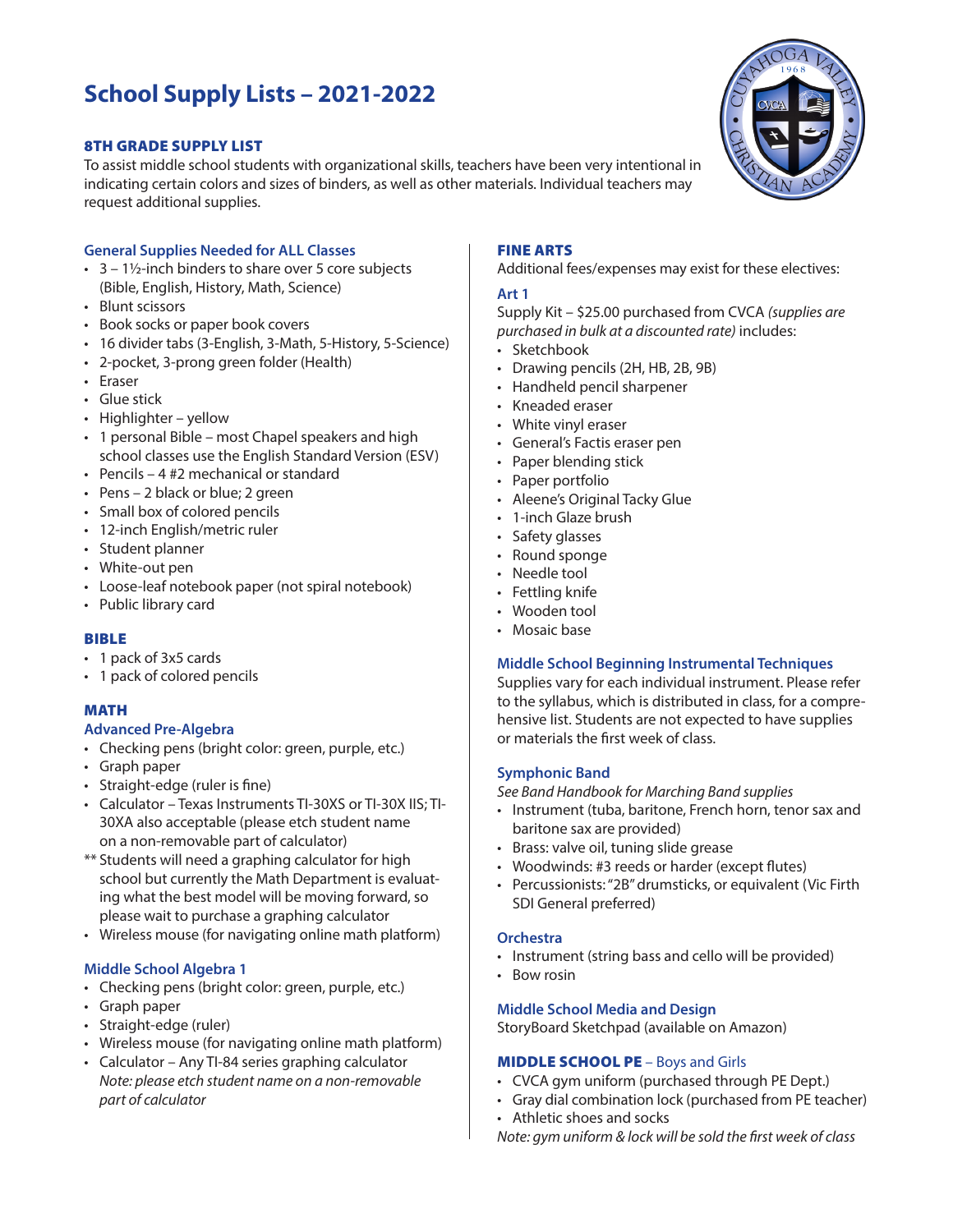# School Supply Lists – 2021-2022

## 8TH GRADE SUPPLY LIST

To assist middle school students with organizational skills, teachers have been very intentional in indicating certain colors and sizes of binders, as well as other materials. Individual teachers may request additional supplies.

### General Supplies Needed for ALL Classes

- 3 – 1½-inch binders to share over 5 core subjects (Bible, English, History, Math, Science)
- Blunt scissors
- Book socks or paper book covers
- 16 divider tabs (3-English, 3-Math, 5-History, 5-Science)
- 2-pocket, 3-prong green folder (Health)
- Eraser
- Glue stick
- Highlighter – yellow
- 1 personal Bible – most Chapel speakers and high school classes use the English Standard Version (ESV)
- Pencils – 4 #2 mechanical or standard
- Pens – 2 black or blue; 2 green
- Small box of colored pencils
- 12-inch English/metric ruler
- Student planner
- White-out pen
- Loose-leaf notebook paper (not spiral notebook)
- Public library card

## BIBLE

- 1 pack of 3x5 cards
- 1 pack of colored pencils

## MATH

### Advanced Pre-Algebra

- Checking pens (bright color: green, purple, etc.)
- Graph paper
- Straight-edge (ruler is fine)
- Calculator – Texas Instruments TI-30XS or TI-30X IIS; TI-30XA also acceptable (please etch student name on a non-removable part of calculator)

** Students will need a graphing calculator for high school but currently the Math Department is evaluating what the best model will be moving forward, so please wait to purchase a graphing calculator

- Wireless mouse (for navigating online math platform)

### Middle School Algebra 1

- Checking pens (bright color: green, purple, etc.)
- Graph paper
- Straight-edge (ruler)
- Wireless mouse (for navigating online math platform)
- Calculator – Any TI-84 series graphing calculator
  *Note: please etch student name on a non-removable part of calculator*

## FINE ARTS

Additional fees/expenses may exist for these electives:

### Art 1

Supply Kit – $25.00 purchased from CVCA *(supplies are purchased in bulk at a discounted rate)* includes:

- Sketchbook
- Drawing pencils (2H, HB, 2B, 9B)
- Handheld pencil sharpener
- Kneaded eraser
- White vinyl eraser
- General's Factis eraser pen
- Paper blending stick
- Paper portfolio
- Aleene's Original Tacky Glue
- 1-inch Glaze brush
- Safety glasses
- Round sponge
- Needle tool
- Fettling knife
- Wooden tool
- Mosaic base

### Middle School Beginning Instrumental Techniques

Supplies vary for each individual instrument. Please refer to the syllabus, which is distributed in class, for a comprehensive list. Students are not expected to have supplies or materials the first week of class.

### Symphonic Band

*See Band Handbook for Marching Band supplies*

- Instrument (tuba, baritone, French horn, tenor sax and baritone sax are provided)
- Brass: valve oil, tuning slide grease
- Woodwinds: #3 reeds or harder (except flutes)
- Percussionists: "2B" drumsticks, or equivalent (Vic Firth SDI General preferred)

### Orchestra

- Instrument (string bass and cello will be provided)
- Bow rosin

### Middle School Media and Design

StoryBoard Sketchpad (available on Amazon)

## MIDDLE SCHOOL PE – Boys and Girls

- CVCA gym uniform (purchased through PE Dept.)
- Gray dial combination lock (purchased from PE teacher)
- Athletic shoes and socks

*Note: gym uniform & lock will be sold the first week of class*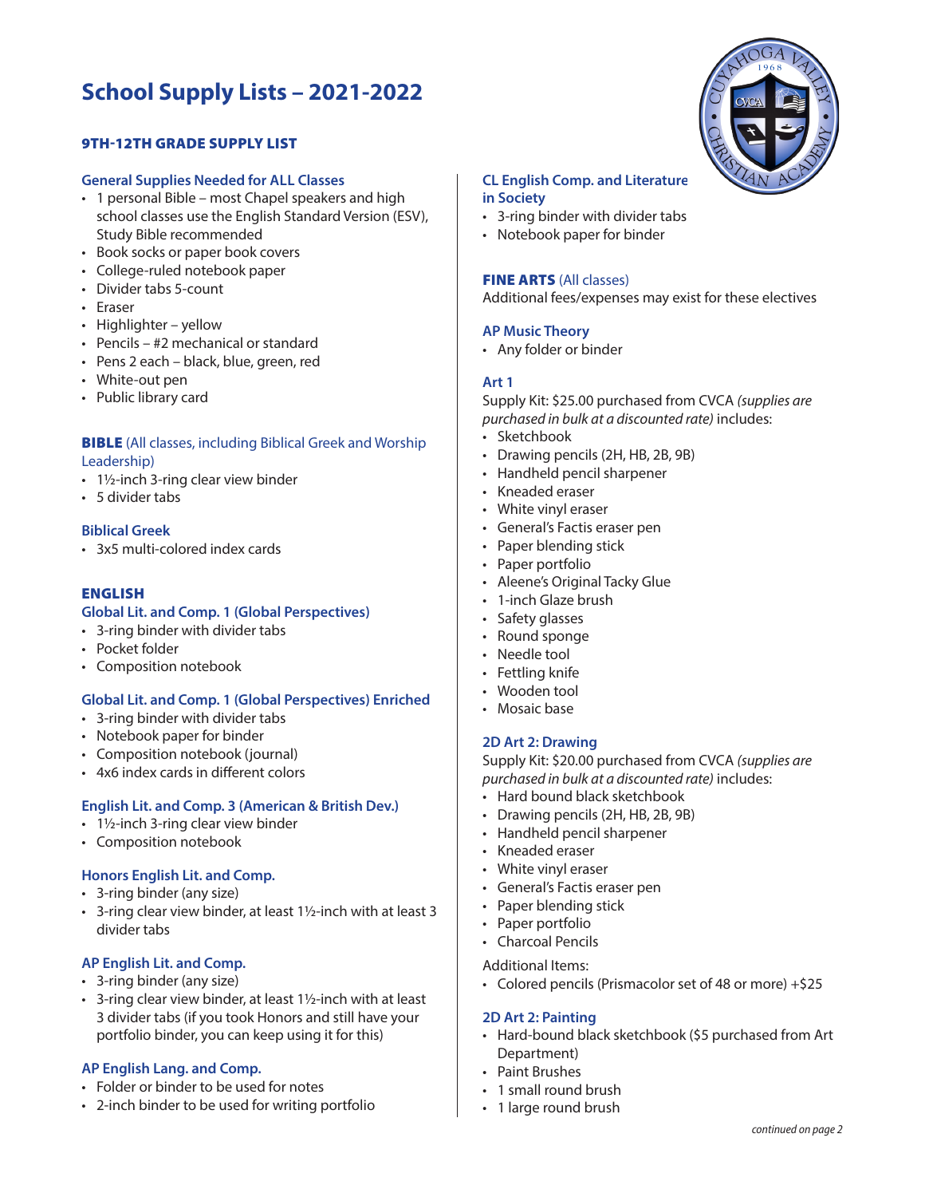# School Supply Lists – 2021-2022

## 9TH-12TH GRADE SUPPLY LIST

### General Supplies Needed for ALL Classes

- 1 personal Bible – most Chapel speakers and high school classes use the English Standard Version (ESV), Study Bible recommended
- Book socks or paper book covers
- College-ruled notebook paper
- Divider tabs 5-count
- Eraser
- Highlighter – yellow
- Pencils – #2 mechanical or standard
- Pens 2 each – black, blue, green, red
- White-out pen
- Public library card

### BIBLE (All classes, including Biblical Greek and Worship Leadership)

- 1½-inch 3-ring clear view binder
- 5 divider tabs

### Biblical Greek

- 3x5 multi-colored index cards

### ENGLISH

#### Global Lit. and Comp. 1 (Global Perspectives)

- 3-ring binder with divider tabs
- Pocket folder
- Composition notebook

#### Global Lit. and Comp. 1 (Global Perspectives) Enriched

- 3-ring binder with divider tabs
- Notebook paper for binder
- Composition notebook (journal)
- 4x6 index cards in different colors

#### English Lit. and Comp. 3 (American & British Dev.)

- 1½-inch 3-ring clear view binder
- Composition notebook

#### Honors English Lit. and Comp.

- 3-ring binder (any size)
- 3-ring clear view binder, at least 1½-inch with at least 3 divider tabs

#### AP English Lit. and Comp.

- 3-ring binder (any size)
- 3-ring clear view binder, at least 1½-inch with at least 3 divider tabs (if you took Honors and still have your portfolio binder, you can keep using it for this)

#### AP English Lang. and Comp.

- Folder or binder to be used for notes
- 2-inch binder to be used for writing portfolio

#### CL English Comp. and Literature in Society

- 3-ring binder with divider tabs
- Notebook paper for binder

### FINE ARTS (All classes)

Additional fees/expenses may exist for these electives

#### AP Music Theory

- Any folder or binder

#### Art 1

Supply Kit: $25.00 purchased from CVCA *(supplies are purchased in bulk at a discounted rate)* includes:

- Sketchbook
- Drawing pencils (2H, HB, 2B, 9B)
- Handheld pencil sharpener
- Kneaded eraser
- White vinyl eraser
- General's Factis eraser pen
- Paper blending stick
- Paper portfolio
- Aleene's Original Tacky Glue
- 1-inch Glaze brush
- Safety glasses
- Round sponge
- Needle tool
- Fettling knife
- Wooden tool
- Mosaic base

#### 2D Art 2: Drawing

Supply Kit: $20.00 purchased from CVCA *(supplies are purchased in bulk at a discounted rate)* includes:

- Hard bound black sketchbook
- Drawing pencils (2H, HB, 2B, 9B)
- Handheld pencil sharpener
- Kneaded eraser
- White vinyl eraser
- General's Factis eraser pen
- Paper blending stick
- Paper portfolio
- Charcoal Pencils

Additional Items:

- Colored pencils (Prismacolor set of 48 or more) +$25

#### 2D Art 2: Painting

- Hard-bound black sketchbook ($5 purchased from Art Department)
- Paint Brushes
- 1 small round brush
- 1 large round brush

*continued on page 2*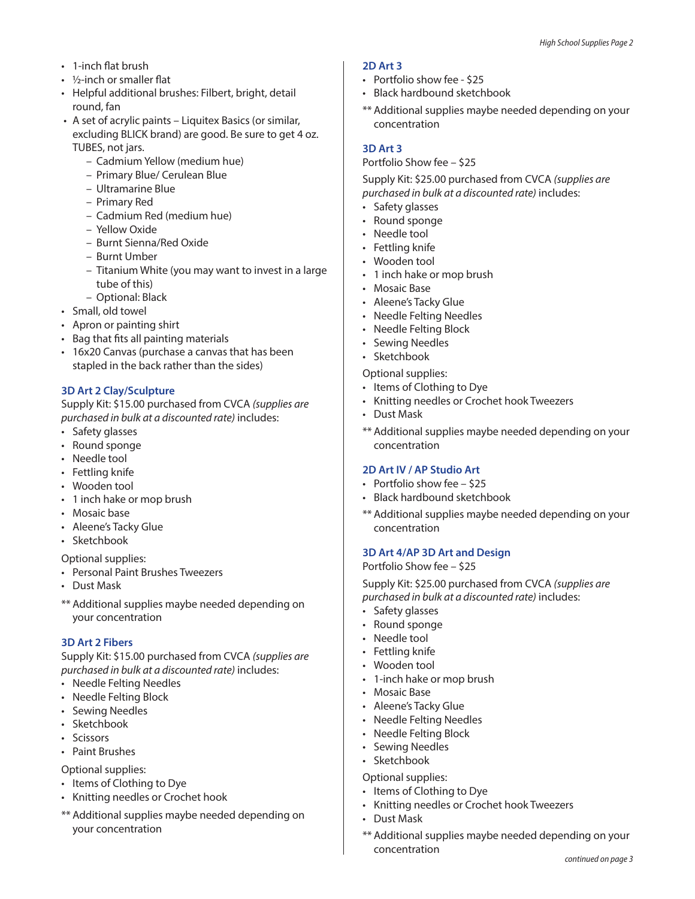- 1-inch flat brush
- ½-inch or smaller flat
- Helpful additional brushes: Filbert, bright, detail round, fan
- A set of acrylic paints – Liquitex Basics (or similar, excluding BLICK brand) are good. Be sure to get 4 oz. TUBES, not jars.
  - Cadmium Yellow (medium hue)
  - Primary Blue/ Cerulean Blue
  - Ultramarine Blue
  - Primary Red
  - Cadmium Red (medium hue)
  - Yellow Oxide
  - Burnt Sienna/Red Oxide
  - Burnt Umber
  - Titanium White (you may want to invest in a large tube of this)
  - Optional: Black
- Small, old towel
- Apron or painting shirt
- Bag that fits all painting materials
- 16x20 Canvas (purchase a canvas that has been stapled in the back rather than the sides)

### 3D Art 2 Clay/Sculpture

Supply Kit: $15.00 purchased from CVCA *(supplies are purchased in bulk at a discounted rate)* includes:

- Safety glasses
- Round sponge
- Needle tool
- Fettling knife
- Wooden tool
- 1 inch hake or mop brush
- Mosaic base
- Aleene's Tacky Glue
- Sketchbook

Optional supplies:

- Personal Paint Brushes Tweezers
- Dust Mask

** Additional supplies maybe needed depending on your concentration

### 3D Art 2 Fibers

Supply Kit: $15.00 purchased from CVCA *(supplies are purchased in bulk at a discounted rate)* includes:

- Needle Felting Needles
- Needle Felting Block
- Sewing Needles
- Sketchbook
- Scissors
- Paint Brushes

Optional supplies:

- Items of Clothing to Dye
- Knitting needles or Crochet hook

** Additional supplies maybe needed depending on your concentration

### 2D Art 3

- Portfolio show fee - $25
- Black hardbound sketchbook

** Additional supplies maybe needed depending on your concentration

### 3D Art 3

Portfolio Show fee – $25

Supply Kit: $25.00 purchased from CVCA *(supplies are purchased in bulk at a discounted rate)* includes:

- Safety glasses
- Round sponge
- Needle tool
- Fettling knife
- Wooden tool
- 1 inch hake or mop brush
- Mosaic Base
- Aleene's Tacky Glue
- Needle Felting Needles
- Needle Felting Block
- Sewing Needles
- Sketchbook

Optional supplies:

- Items of Clothing to Dye
- Knitting needles or Crochet hook Tweezers
- Dust Mask

** Additional supplies maybe needed depending on your concentration

### 2D Art IV / AP Studio Art

- Portfolio show fee – $25
- Black hardbound sketchbook

** Additional supplies maybe needed depending on your concentration

### 3D Art 4/AP 3D Art and Design

Portfolio Show fee – $25

Supply Kit: $25.00 purchased from CVCA *(supplies are purchased in bulk at a discounted rate)* includes:

- Safety glasses
- Round sponge
- Needle tool
- Fettling knife
- Wooden tool
- 1-inch hake or mop brush
- Mosaic Base
- Aleene's Tacky Glue
- Needle Felting Needles
- Needle Felting Block
- Sewing Needles
- Sketchbook

Optional supplies:

- Items of Clothing to Dye
- Knitting needles or Crochet hook Tweezers
- Dust Mask

** Additional supplies maybe needed depending on your concentration

*continued on page 3*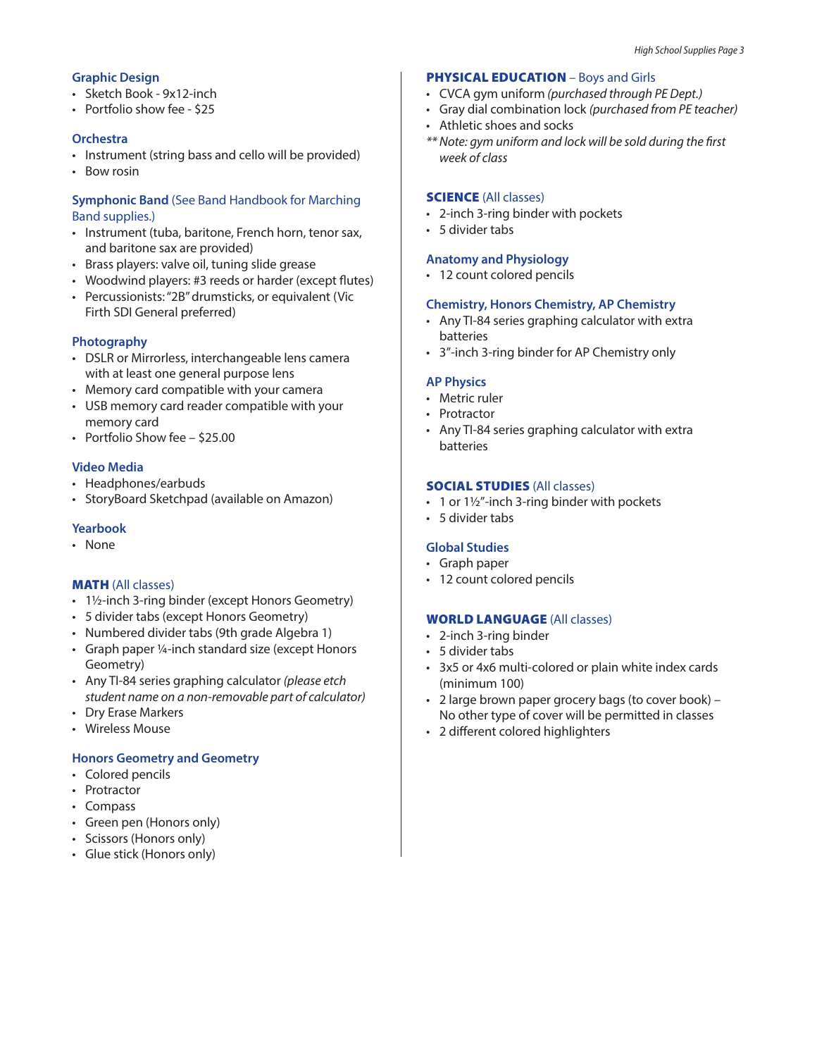### Graphic Design

- Sketch Book - 9x12-inch
- Portfolio show fee - $25

### Orchestra

- Instrument (string bass and cello will be provided)
- Bow rosin

### Symphonic Band (See Band Handbook for Marching Band supplies.)

- Instrument (tuba, baritone, French horn, tenor sax, and baritone sax are provided)
- Brass players: valve oil, tuning slide grease
- Woodwind players: #3 reeds or harder (except flutes)
- Percussionists: "2B" drumsticks, or equivalent (Vic Firth SDI General preferred)

### Photography

- DSLR or Mirrorless, interchangeable lens camera with at least one general purpose lens
- Memory card compatible with your camera
- USB memory card reader compatible with your memory card
- Portfolio Show fee – $25.00

### Video Media

- Headphones/earbuds
- StoryBoard Sketchpad (available on Amazon)

### Yearbook

- None

## MATH (All classes)

- 1½-inch 3-ring binder (except Honors Geometry)
- 5 divider tabs (except Honors Geometry)
- Numbered divider tabs (9th grade Algebra 1)
- Graph paper ¼-inch standard size (except Honors Geometry)
- Any TI-84 series graphing calculator *(please etch student name on a non-removable part of calculator)*
- Dry Erase Markers
- Wireless Mouse

### Honors Geometry and Geometry

- Colored pencils
- Protractor
- Compass
- Green pen (Honors only)
- Scissors (Honors only)
- Glue stick (Honors only)

## PHYSICAL EDUCATION – Boys and Girls

- CVCA gym uniform *(purchased through PE Dept.)*
- Gray dial combination lock *(purchased from PE teacher)*
- Athletic shoes and socks

*** Note: gym uniform and lock will be sold during the first week of class*

## SCIENCE (All classes)

- 2-inch 3-ring binder with pockets
- 5 divider tabs

### Anatomy and Physiology

- 12 count colored pencils

### Chemistry, Honors Chemistry, AP Chemistry

- Any TI-84 series graphing calculator with extra batteries
- 3"-inch 3-ring binder for AP Chemistry only

### AP Physics

- Metric ruler
- Protractor
- Any TI-84 series graphing calculator with extra batteries

## SOCIAL STUDIES (All classes)

- 1 or 1½"-inch 3-ring binder with pockets
- 5 divider tabs

### Global Studies

- Graph paper
- 12 count colored pencils

## WORLD LANGUAGE (All classes)

- 2-inch 3-ring binder
- 5 divider tabs
- 3x5 or 4x6 multi-colored or plain white index cards (minimum 100)
- 2 large brown paper grocery bags (to cover book) – No other type of cover will be permitted in classes
- 2 different colored highlighters